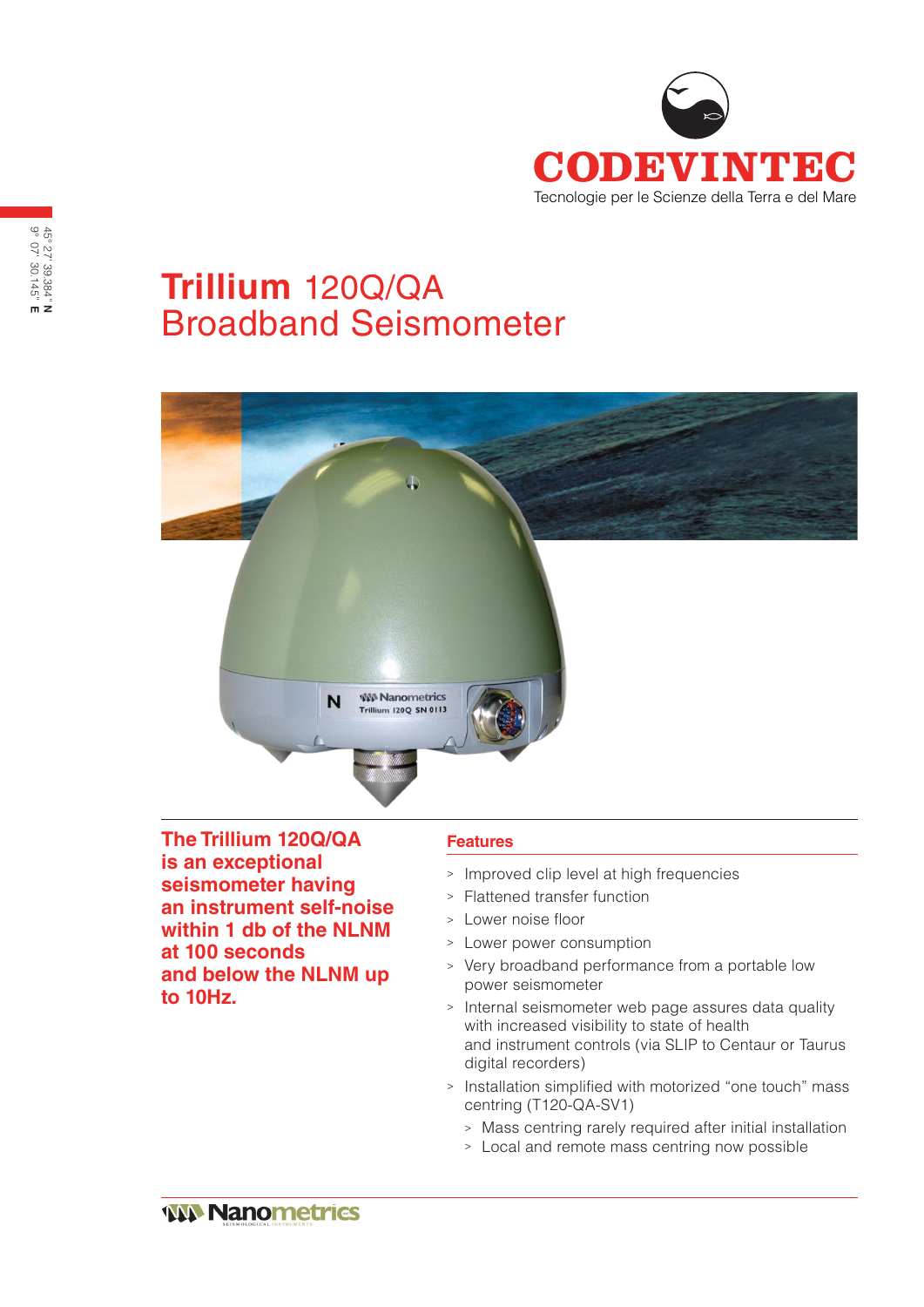CODEVINTEC

Tecnologie per le Scienze della Terra e del Mare

45° 27' 39.384" **N**
9° 07' 30.145" **E**

# **Trillium** 120Q/QA Broadband Seismometer

**The Trillium 120Q/QA is an exceptional seismometer having an instrument self-noise within 1 db of the NLNM at 100 seconds and below the NLNM up to 10Hz.**

## Features

- Improved clip level at high frequencies
- Flattened transfer function
- Lower noise floor
- Lower power consumption
- Very broadband performance from a portable low power seismometer
- Internal seismometer web page assures data quality with increased visibility to state of health and instrument controls (via SLIP to Centaur or Taurus digital recorders)
- Installation simplified with motorized "one touch" mass centring (T120-QA-SV1)
  - Mass centring rarely required after initial installation
  - Local and remote mass centring now possible

Nanometrics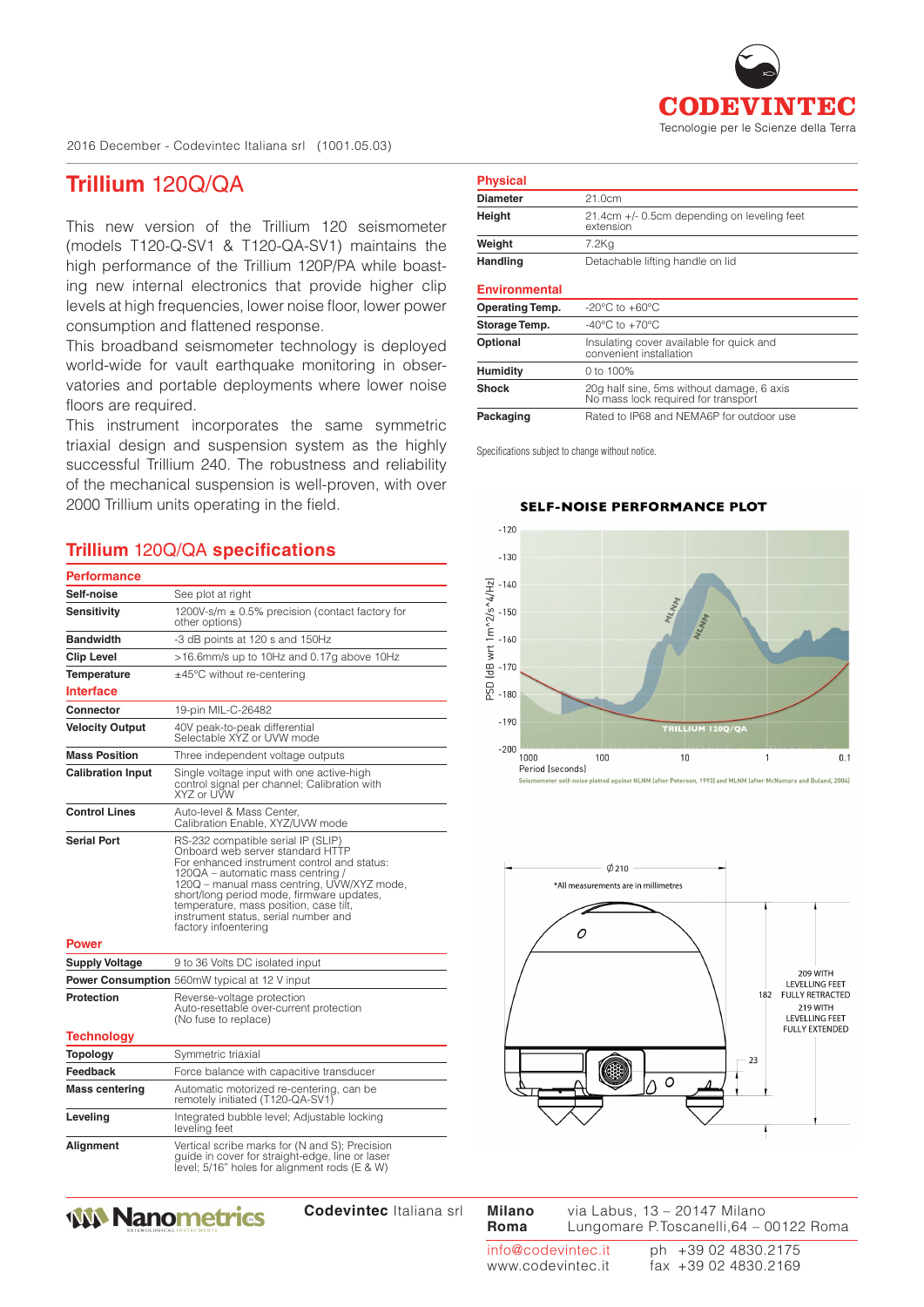2016 December - Codevintec Italiana srl (1001.05.03)

# Trillium 120Q/QA

This new version of the Trillium 120 seismometer (models T120-Q-SV1 & T120-QA-SV1) maintains the high performance of the Trillium 120P/PA while boasting new internal electronics that provide higher clip levels at high frequencies, lower noise floor, lower power consumption and flattened response.

This broadband seismometer technology is deployed world-wide for vault earthquake monitoring in observatories and portable deployments where lower noise floors are required.

This instrument incorporates the same symmetric triaxial design and suspension system as the highly successful Trillium 240. The robustness and reliability of the mechanical suspension is well-proven, with over 2000 Trillium units operating in the field.

## Trillium 120Q/QA specifications

### Performance

| | |
|---|---|
| **Self-noise** | See plot at right |
| **Sensitivity** | 1200V-s/m ± 0.5% precision (contact factory for other options) |
| **Bandwidth** | -3 dB points at 120 s and 150Hz |
| **Clip Level** | >16.6mm/s up to 10Hz and 0.17g above 10Hz |
| **Temperature** | ±45°C without re-centering |

### Interface

| | |
|---|---|
| **Connector** | 19-pin MIL-C-26482 |
| **Velocity Output** | 40V peak-to-peak differential<br>Selectable XYZ or UVW mode |
| **Mass Position** | Three independent voltage outputs |
| **Calibration Input** | Single voltage input with one active-high control signal per channel; Calibration with XYZ or UVW |
| **Control Lines** | Auto-level & Mass Center,<br>Calibration Enable, XYZ/UVW mode |
| **Serial Port** | RS-232 compatible serial IP (SLIP)<br>Onboard web server standard HTTP<br>For enhanced instrument control and status:<br>120QA – automatic mass centring /<br>120Q – manual mass centring, UVW/XYZ mode, short/long period mode, firmware updates, temperature, mass position, case tilt, instrument status, serial number and factory infoentering |

### Power

| | |
|---|---|
| **Supply Voltage** | 9 to 36 Volts DC isolated input |
| **Power Consumption** | 560mW typical at 12 V input |
| **Protection** | Reverse-voltage protection<br>Auto-resettable over-current protection<br>(No fuse to replace) |

### Technology

| | |
|---|---|
| **Topology** | Symmetric triaxial |
| **Feedback** | Force balance with capacitive transducer |
| **Mass centering** | Automatic motorized re-centering, can be remotely initiated (T120-QA-SV1) |
| **Leveling** | Integrated bubble level; Adjustable locking leveling feet |
| **Alignment** | Vertical scribe marks for (N and S); Precision guide in cover for straight-edge, line or laser level; 5/16" holes for alignment rods (E & W) |

### Physical

| | |
|---|---|
| **Diameter** | 21.0cm |
| **Height** | 21.4cm +/- 0.5cm depending on leveling feet extension |
| **Weight** | 7.2Kg |
| **Handling** | Detachable lifting handle on lid |

### Environmental

| | |
|---|---|
| **Operating Temp.** | -20°C to +60°C |
| **Storage Temp.** | -40°C to +70°C |
| **Optional** | Insulating cover available for quick and convenient installation |
| **Humidity** | 0 to 100% |
| **Shock** | 20g half sine, 5ms without damage, 6 axis<br>No mass lock required for transport |
| **Packaging** | Rated to IP68 and NEMA6P for outdoor use |

Specifications subject to change without notice.

**SELF-NOISE PERFORMANCE PLOT**

PSD [dB wrt 1m^2/s^4/Hz]
-120
-130
-140
-150
-160
-170
-180
-190
-200
1000
100
10
1
0.1
Period [seconds]
MLNM
NLNM
TRILLIUM 120Q/QA

Seismometer self-noise plotted against NLNM (after Peterson, 1993) and MLNM (after McNamara and Buland, 2004)

Ø 210
*All measurements are in millimetres
182
209 WITH LEVELLING FEET FULLY RETRACTED
219 WITH LEVELLING FEET FULLY EXTENDED
23

Nanometrics

**Codevintec** Italiana srl

**Milano** via Labus, 13 – 20147 Milano
**Roma** Lungomare P.Toscanelli,64 – 00122 Roma

info@codevintec.it
www.codevintec.it

ph +39 02 4830.2175
fax +39 02 4830.2169